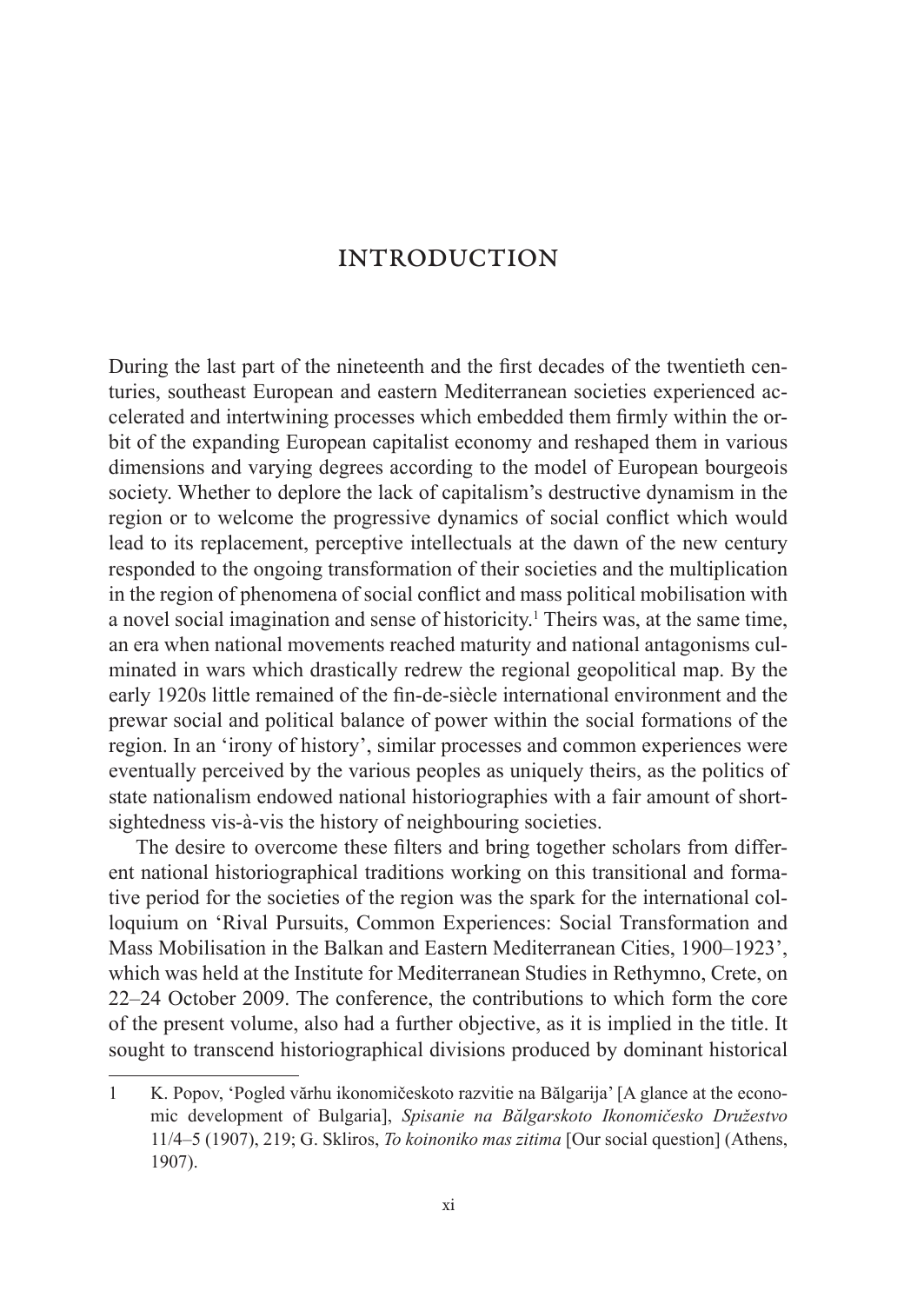# INTRODUCTION

During the last part of the nineteenth and the first decades of the twentieth centuries, southeast European and eastern Mediterranean societies experienced accelerated and intertwining processes which embedded them firmly within the orbit of the expanding European capitalist economy and reshaped them in various dimensions and varying degrees according to the model of European bourgeois society. Whether to deplore the lack of capitalism's destructive dynamism in the region or to welcome the progressive dynamics of social conflict which would lead to its replacement, perceptive intellectuals at the dawn of the new century responded to the ongoing transformation of their societies and the multiplication in the region of phenomena of social conflict and mass political mobilisation with a novel social imagination and sense of historicity.[1] Theirs was, at the same time, an era when national movements reached maturity and national antagonisms culminated in wars which drastically redrew the regional geopolitical map. By the early 1920s little remained of the fin-de-siècle international environment and the prewar social and political balance of power within the social formations of the region. In an 'irony of history', similar processes and common experiences were eventually perceived by the various peoples as uniquely theirs, as the politics of state nationalism endowed national historiographies with a fair amount of shortsightedness vis-à-vis the history of neighbouring societies.

The desire to overcome these filters and bring together scholars from different national historiographical traditions working on this transitional and formative period for the societies of the region was the spark for the international colloquium on 'Rival Pursuits, Common Experiences: Social Transformation and Mass Mobilisation in the Balkan and Eastern Mediterranean Cities, 1900–1923', which was held at the Institute for Mediterranean Studies in Rethymno, Crete, on 22–24 October 2009. The conference, the contributions to which form the core of the present volume, also had a further objective, as it is implied in the title. It sought to transcend historiographical divisions produced by dominant historical

---

1 K. Popov, 'Pogled vărhu ikonomičeskoto razvitie na Bălgarija' [A glance at the economic development of Bulgaria], *Spisanie na Bălgarskoto Ikonomičesko Družestvo* 11/4–5 (1907), 219; G. Skliros, *To koinoniko mas zitima* [Our social question] (Athens, 1907).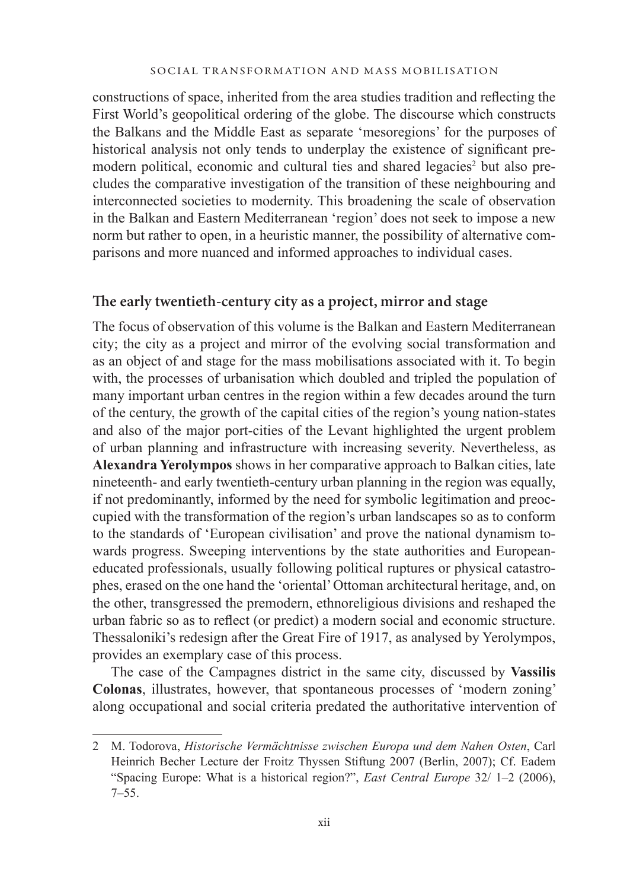constructions of space, inherited from the area studies tradition and reflecting the First World's geopolitical ordering of the globe. The discourse which constructs the Balkans and the Middle East as separate 'mesoregions' for the purposes of historical analysis not only tends to underplay the existence of significant premodern political, economic and cultural ties and shared legacies[2] but also precludes the comparative investigation of the transition of these neighbouring and interconnected societies to modernity. This broadening the scale of observation in the Balkan and Eastern Mediterranean 'region' does not seek to impose a new norm but rather to open, in a heuristic manner, the possibility of alternative comparisons and more nuanced and informed approaches to individual cases.

## The early twentieth-century city as a project, mirror and stage

The focus of observation of this volume is the Balkan and Eastern Mediterranean city; the city as a project and mirror of the evolving social transformation and as an object of and stage for the mass mobilisations associated with it. To begin with, the processes of urbanisation which doubled and tripled the population of many important urban centres in the region within a few decades around the turn of the century, the growth of the capital cities of the region's young nation-states and also of the major port-cities of the Levant highlighted the urgent problem of urban planning and infrastructure with increasing severity. Nevertheless, as **Alexandra Yerolympos** shows in her comparative approach to Balkan cities, late nineteenth- and early twentieth-century urban planning in the region was equally, if not predominantly, informed by the need for symbolic legitimation and preoccupied with the transformation of the region's urban landscapes so as to conform to the standards of 'European civilisation' and prove the national dynamism towards progress. Sweeping interventions by the state authorities and European-educated professionals, usually following political ruptures or physical catastrophes, erased on the one hand the 'oriental' Ottoman architectural heritage, and, on the other, transgressed the premodern, ethnoreligious divisions and reshaped the urban fabric so as to reflect (or predict) a modern social and economic structure. Thessaloniki's redesign after the Great Fire of 1917, as analysed by Yerolympos, provides an exemplary case of this process.

The case of the Campagnes district in the same city, discussed by **Vassilis Colonas**, illustrates, however, that spontaneous processes of 'modern zoning' along occupational and social criteria predated the authoritative intervention of

---

2 M. Todorova, *Historische Vermächtnisse zwischen Europa und dem Nahen Osten*, Carl Heinrich Becher Lecture der Froitz Thyssen Stiftung 2007 (Berlin, 2007); Cf. Eadem "Spacing Europe: What is a historical region?", *East Central Europe* 32/ 1–2 (2006), 7–55.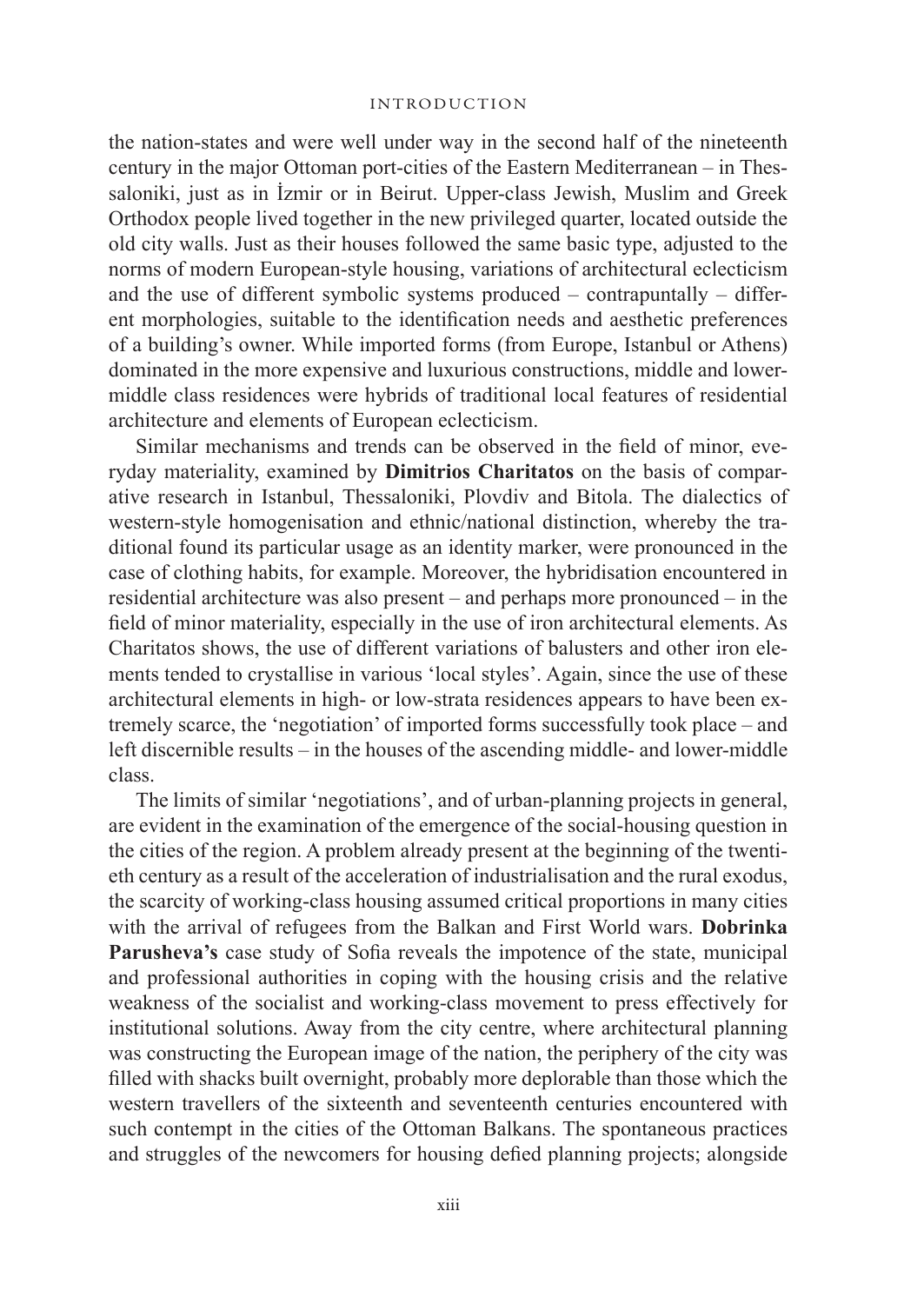the nation-states and were well under way in the second half of the nineteenth century in the major Ottoman port-cities of the Eastern Mediterranean – in Thessaloniki, just as in İzmir or in Beirut. Upper-class Jewish, Muslim and Greek Orthodox people lived together in the new privileged quarter, located outside the old city walls. Just as their houses followed the same basic type, adjusted to the norms of modern European-style housing, variations of architectural eclecticism and the use of different symbolic systems produced – contrapuntally – different morphologies, suitable to the identification needs and aesthetic preferences of a building's owner. While imported forms (from Europe, Istanbul or Athens) dominated in the more expensive and luxurious constructions, middle and lower-middle class residences were hybrids of traditional local features of residential architecture and elements of European eclecticism.

Similar mechanisms and trends can be observed in the field of minor, everyday materiality, examined by **Dimitrios Charitatos** on the basis of comparative research in Istanbul, Thessaloniki, Plovdiv and Bitola. The dialectics of western-style homogenisation and ethnic/national distinction, whereby the traditional found its particular usage as an identity marker, were pronounced in the case of clothing habits, for example. Moreover, the hybridisation encountered in residential architecture was also present – and perhaps more pronounced – in the field of minor materiality, especially in the use of iron architectural elements. As Charitatos shows, the use of different variations of balusters and other iron elements tended to crystallise in various 'local styles'. Again, since the use of these architectural elements in high- or low-strata residences appears to have been extremely scarce, the 'negotiation' of imported forms successfully took place – and left discernible results – in the houses of the ascending middle- and lower-middle class.

The limits of similar 'negotiations', and of urban-planning projects in general, are evident in the examination of the emergence of the social-housing question in the cities of the region. A problem already present at the beginning of the twentieth century as a result of the acceleration of industrialisation and the rural exodus, the scarcity of working-class housing assumed critical proportions in many cities with the arrival of refugees from the Balkan and First World wars. **Dobrinka Parusheva's** case study of Sofia reveals the impotence of the state, municipal and professional authorities in coping with the housing crisis and the relative weakness of the socialist and working-class movement to press effectively for institutional solutions. Away from the city centre, where architectural planning was constructing the European image of the nation, the periphery of the city was filled with shacks built overnight, probably more deplorable than those which the western travellers of the sixteenth and seventeenth centuries encountered with such contempt in the cities of the Ottoman Balkans. The spontaneous practices and struggles of the newcomers for housing defied planning projects; alongside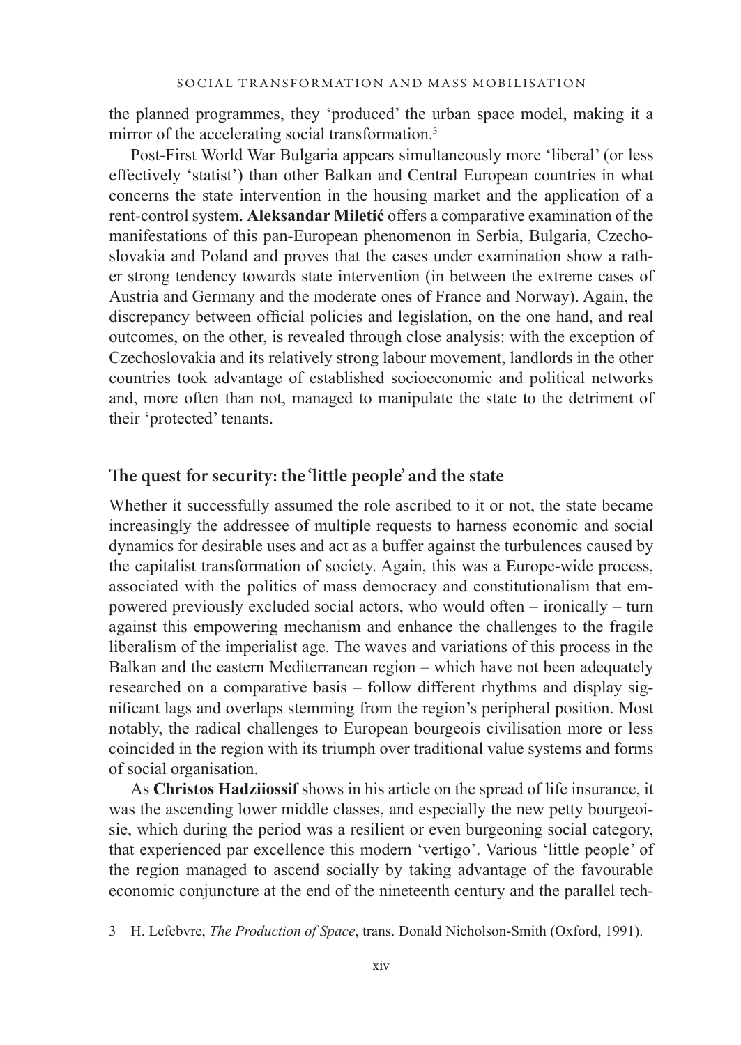the planned programmes, they 'produced' the urban space model, making it a mirror of the accelerating social transformation.[3]

Post-First World War Bulgaria appears simultaneously more 'liberal' (or less effectively 'statist') than other Balkan and Central European countries in what concerns the state intervention in the housing market and the application of a rent-control system. **Aleksandar Miletić** offers a comparative examination of the manifestations of this pan-European phenomenon in Serbia, Bulgaria, Czechoslovakia and Poland and proves that the cases under examination show a rather strong tendency towards state intervention (in between the extreme cases of Austria and Germany and the moderate ones of France and Norway). Again, the discrepancy between official policies and legislation, on the one hand, and real outcomes, on the other, is revealed through close analysis: with the exception of Czechoslovakia and its relatively strong labour movement, landlords in the other countries took advantage of established socioeconomic and political networks and, more often than not, managed to manipulate the state to the detriment of their 'protected' tenants.

## The quest for security: the 'little people' and the state

Whether it successfully assumed the role ascribed to it or not, the state became increasingly the addressee of multiple requests to harness economic and social dynamics for desirable uses and act as a buffer against the turbulences caused by the capitalist transformation of society. Again, this was a Europe-wide process, associated with the politics of mass democracy and constitutionalism that empowered previously excluded social actors, who would often – ironically – turn against this empowering mechanism and enhance the challenges to the fragile liberalism of the imperialist age. The waves and variations of this process in the Balkan and the eastern Mediterranean region – which have not been adequately researched on a comparative basis – follow different rhythms and display significant lags and overlaps stemming from the region's peripheral position. Most notably, the radical challenges to European bourgeois civilisation more or less coincided in the region with its triumph over traditional value systems and forms of social organisation.

As **Christos Hadziiossif** shows in his article on the spread of life insurance, it was the ascending lower middle classes, and especially the new petty bourgeoisie, which during the period was a resilient or even burgeoning social category, that experienced par excellence this modern 'vertigo'. Various 'little people' of the region managed to ascend socially by taking advantage of the favourable economic conjuncture at the end of the nineteenth century and the parallel tech-

---

3 H. Lefebvre, *The Production of Space*, trans. Donald Nicholson-Smith (Oxford, 1991).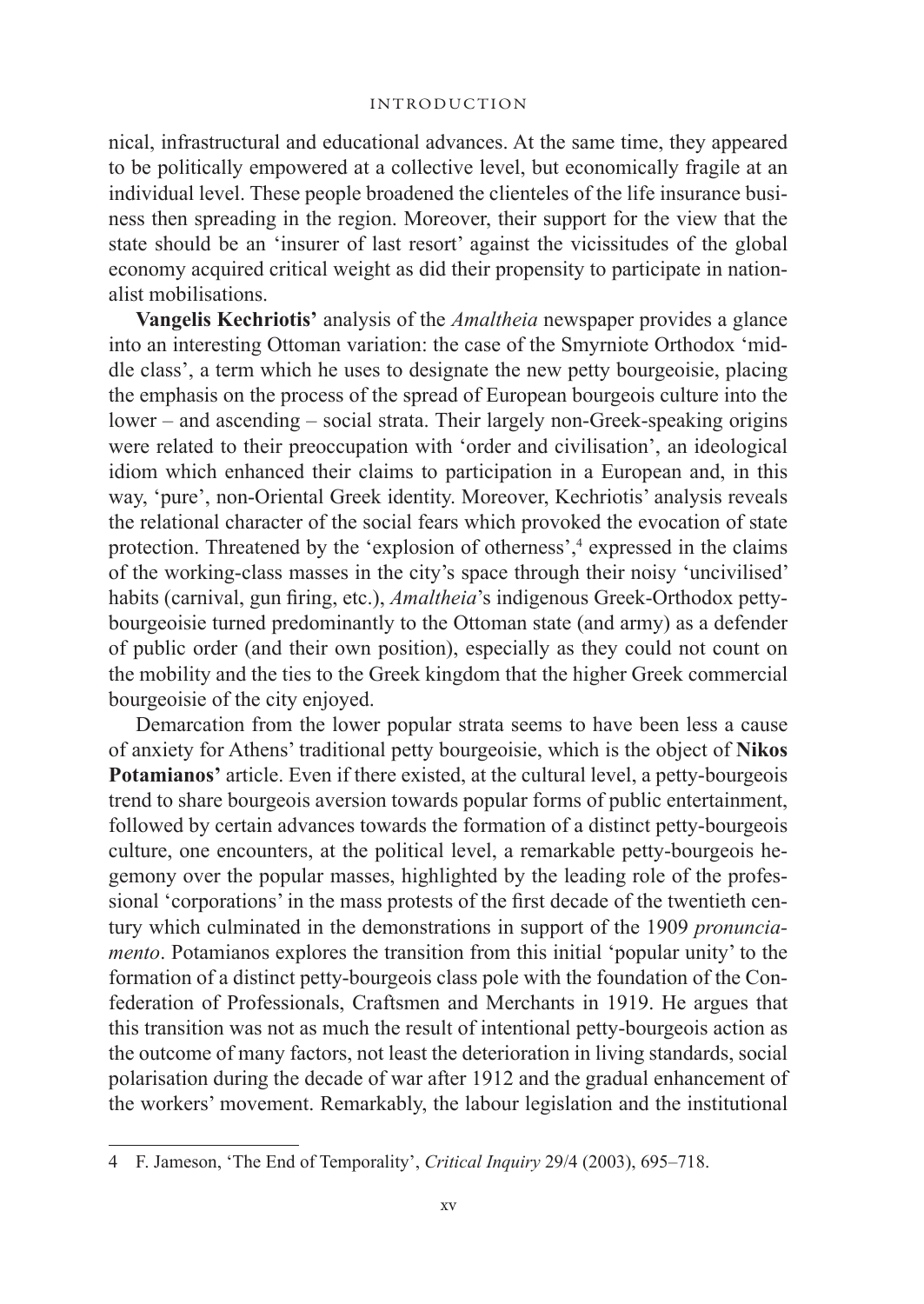nical, infrastructural and educational advances. At the same time, they appeared to be politically empowered at a collective level, but economically fragile at an individual level. These people broadened the clienteles of the life insurance business then spreading in the region. Moreover, their support for the view that the state should be an 'insurer of last resort' against the vicissitudes of the global economy acquired critical weight as did their propensity to participate in nationalist mobilisations.

**Vangelis Kechriotis'** analysis of the *Amaltheia* newspaper provides a glance into an interesting Ottoman variation: the case of the Smyrniote Orthodox 'middle class', a term which he uses to designate the new petty bourgeoisie, placing the emphasis on the process of the spread of European bourgeois culture into the lower – and ascending – social strata. Their largely non-Greek-speaking origins were related to their preoccupation with 'order and civilisation', an ideological idiom which enhanced their claims to participation in a European and, in this way, 'pure', non-Oriental Greek identity. Moreover, Kechriotis' analysis reveals the relational character of the social fears which provoked the evocation of state protection. Threatened by the 'explosion of otherness',[4] expressed in the claims of the working-class masses in the city's space through their noisy 'uncivilised' habits (carnival, gun firing, etc.), *Amaltheia*'s indigenous Greek-Orthodox petty-bourgeoisie turned predominantly to the Ottoman state (and army) as a defender of public order (and their own position), especially as they could not count on the mobility and the ties to the Greek kingdom that the higher Greek commercial bourgeoisie of the city enjoyed.

Demarcation from the lower popular strata seems to have been less a cause of anxiety for Athens' traditional petty bourgeoisie, which is the object of **Nikos Potamianos'** article. Even if there existed, at the cultural level, a petty-bourgeois trend to share bourgeois aversion towards popular forms of public entertainment, followed by certain advances towards the formation of a distinct petty-bourgeois culture, one encounters, at the political level, a remarkable petty-bourgeois hegemony over the popular masses, highlighted by the leading role of the professional 'corporations' in the mass protests of the first decade of the twentieth century which culminated in the demonstrations in support of the 1909 *pronunciamento*. Potamianos explores the transition from this initial 'popular unity' to the formation of a distinct petty-bourgeois class pole with the foundation of the Confederation of Professionals, Craftsmen and Merchants in 1919. He argues that this transition was not as much the result of intentional petty-bourgeois action as the outcome of many factors, not least the deterioration in living standards, social polarisation during the decade of war after 1912 and the gradual enhancement of the workers' movement. Remarkably, the labour legislation and the institutional

4 F. Jameson, 'The End of Temporality', *Critical Inquiry* 29/4 (2003), 695–718.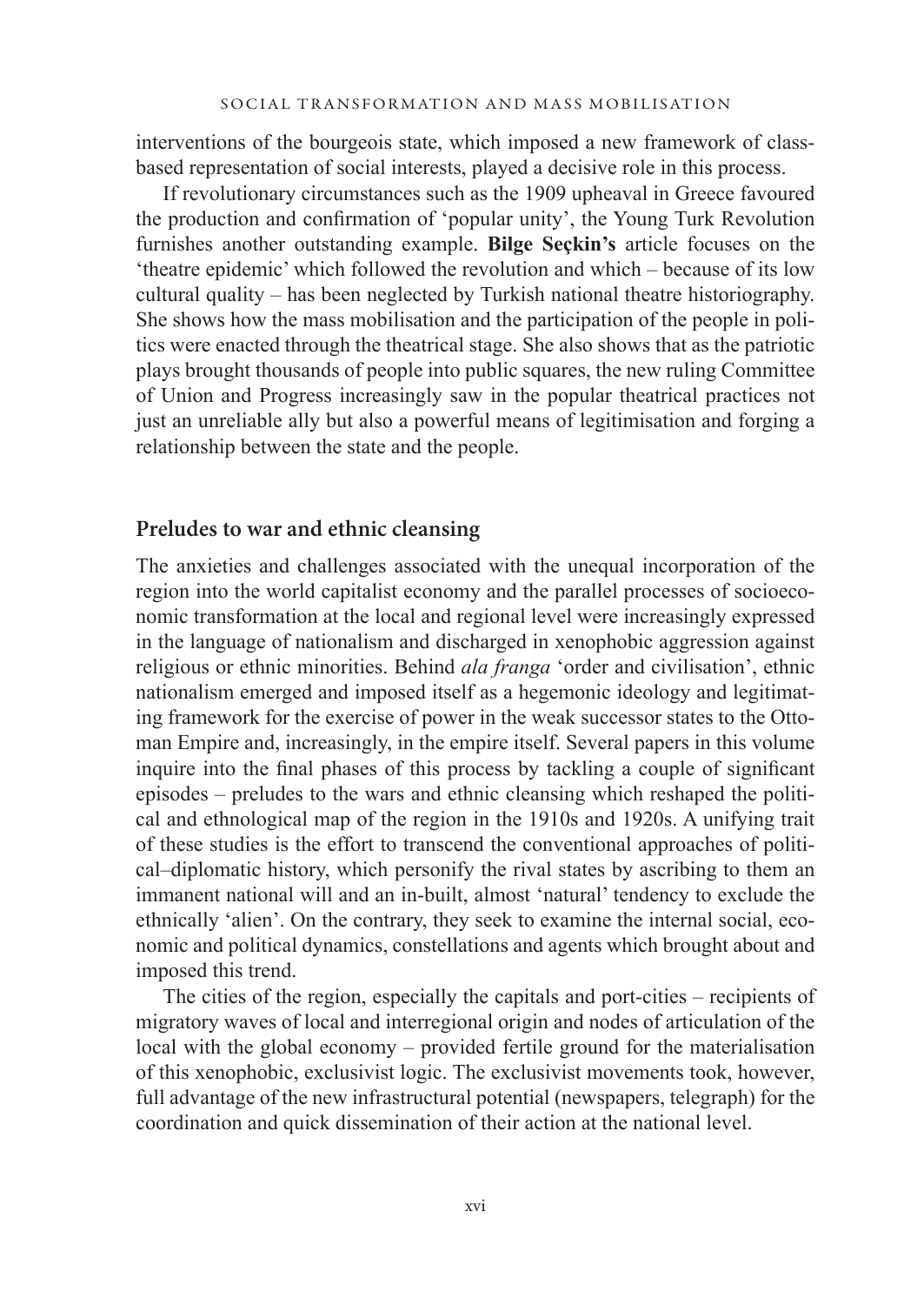interventions of the bourgeois state, which imposed a new framework of class-based representation of social interests, played a decisive role in this process.

If revolutionary circumstances such as the 1909 upheaval in Greece favoured the production and confirmation of 'popular unity', the Young Turk Revolution furnishes another outstanding example. **Bilge Seçkin's** article focuses on the 'theatre epidemic' which followed the revolution and which – because of its low cultural quality – has been neglected by Turkish national theatre historiography. She shows how the mass mobilisation and the participation of the people in politics were enacted through the theatrical stage. She also shows that as the patriotic plays brought thousands of people into public squares, the new ruling Committee of Union and Progress increasingly saw in the popular theatrical practices not just an unreliable ally but also a powerful means of legitimisation and forging a relationship between the state and the people.

## Preludes to war and ethnic cleansing

The anxieties and challenges associated with the unequal incorporation of the region into the world capitalist economy and the parallel processes of socioeconomic transformation at the local and regional level were increasingly expressed in the language of nationalism and discharged in xenophobic aggression against religious or ethnic minorities. Behind *ala franga* 'order and civilisation', ethnic nationalism emerged and imposed itself as a hegemonic ideology and legitimating framework for the exercise of power in the weak successor states to the Ottoman Empire and, increasingly, in the empire itself. Several papers in this volume inquire into the final phases of this process by tackling a couple of significant episodes – preludes to the wars and ethnic cleansing which reshaped the political and ethnological map of the region in the 1910s and 1920s. A unifying trait of these studies is the effort to transcend the conventional approaches of political–diplomatic history, which personify the rival states by ascribing to them an immanent national will and an in-built, almost 'natural' tendency to exclude the ethnically 'alien'. On the contrary, they seek to examine the internal social, economic and political dynamics, constellations and agents which brought about and imposed this trend.

The cities of the region, especially the capitals and port-cities – recipients of migratory waves of local and interregional origin and nodes of articulation of the local with the global economy – provided fertile ground for the materialisation of this xenophobic, exclusivist logic. The exclusivist movements took, however, full advantage of the new infrastructural potential (newspapers, telegraph) for the coordination and quick dissemination of their action at the national level.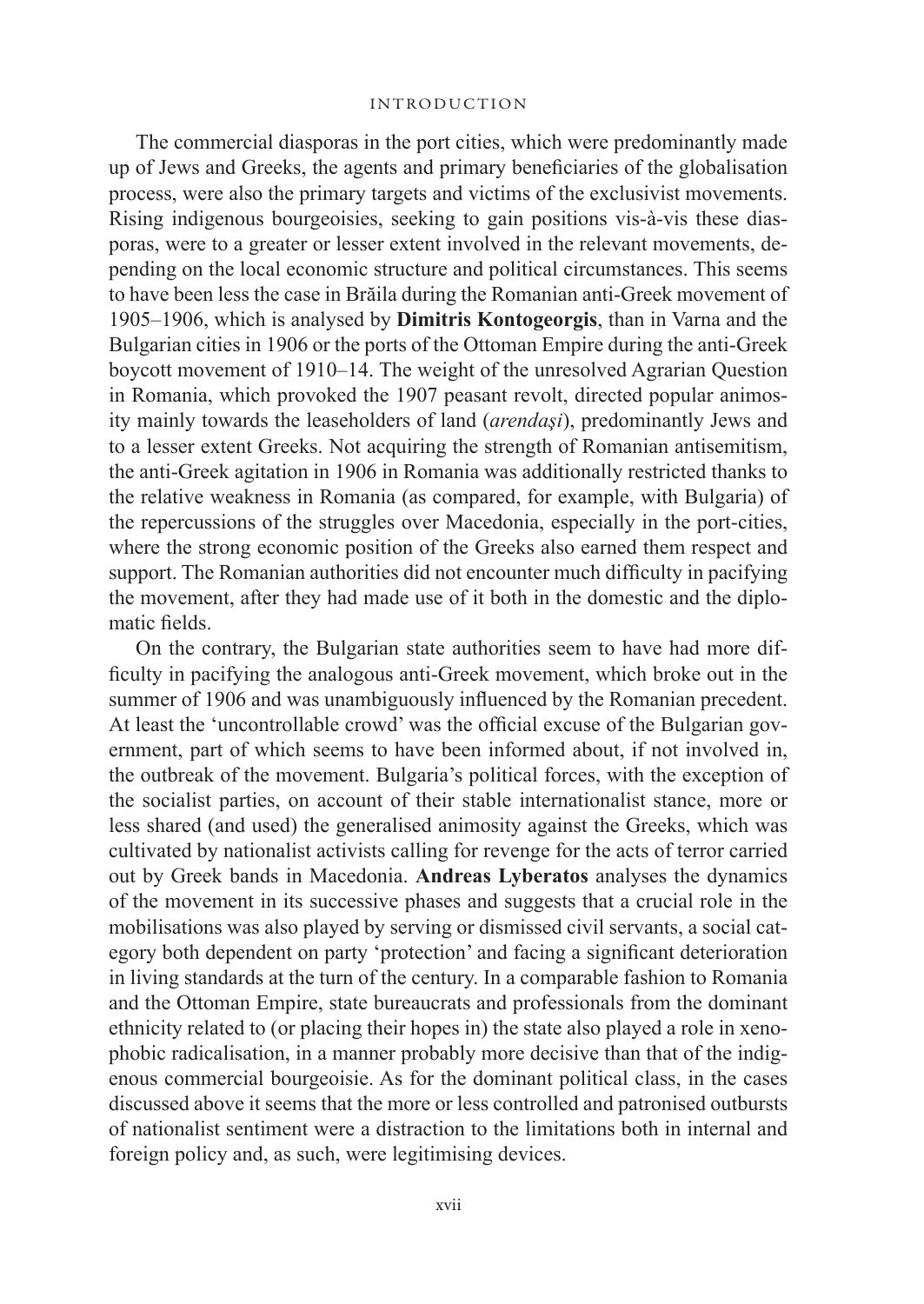The commercial diasporas in the port cities, which were predominantly made up of Jews and Greeks, the agents and primary beneficiaries of the globalisation process, were also the primary targets and victims of the exclusivist movements. Rising indigenous bourgeoisies, seeking to gain positions vis-à-vis these diasporas, were to a greater or lesser extent involved in the relevant movements, depending on the local economic structure and political circumstances. This seems to have been less the case in Brăila during the Romanian anti-Greek movement of 1905–1906, which is analysed by **Dimitris Kontogeorgis**, than in Varna and the Bulgarian cities in 1906 or the ports of the Ottoman Empire during the anti-Greek boycott movement of 1910–14. The weight of the unresolved Agrarian Question in Romania, which provoked the 1907 peasant revolt, directed popular animosity mainly towards the leaseholders of land (*arendaşi*), predominantly Jews and to a lesser extent Greeks. Not acquiring the strength of Romanian antisemitism, the anti-Greek agitation in 1906 in Romania was additionally restricted thanks to the relative weakness in Romania (as compared, for example, with Bulgaria) of the repercussions of the struggles over Macedonia, especially in the port-cities, where the strong economic position of the Greeks also earned them respect and support. The Romanian authorities did not encounter much difficulty in pacifying the movement, after they had made use of it both in the domestic and the diplomatic fields.

On the contrary, the Bulgarian state authorities seem to have had more difficulty in pacifying the analogous anti-Greek movement, which broke out in the summer of 1906 and was unambiguously influenced by the Romanian precedent. At least the 'uncontrollable crowd' was the official excuse of the Bulgarian government, part of which seems to have been informed about, if not involved in, the outbreak of the movement. Bulgaria's political forces, with the exception of the socialist parties, on account of their stable internationalist stance, more or less shared (and used) the generalised animosity against the Greeks, which was cultivated by nationalist activists calling for revenge for the acts of terror carried out by Greek bands in Macedonia. **Andreas Lyberatos** analyses the dynamics of the movement in its successive phases and suggests that a crucial role in the mobilisations was also played by serving or dismissed civil servants, a social category both dependent on party 'protection' and facing a significant deterioration in living standards at the turn of the century. In a comparable fashion to Romania and the Ottoman Empire, state bureaucrats and professionals from the dominant ethnicity related to (or placing their hopes in) the state also played a role in xenophobic radicalisation, in a manner probably more decisive than that of the indigenous commercial bourgeoisie. As for the dominant political class, in the cases discussed above it seems that the more or less controlled and patronised outbursts of nationalist sentiment were a distraction to the limitations both in internal and foreign policy and, as such, were legitimising devices.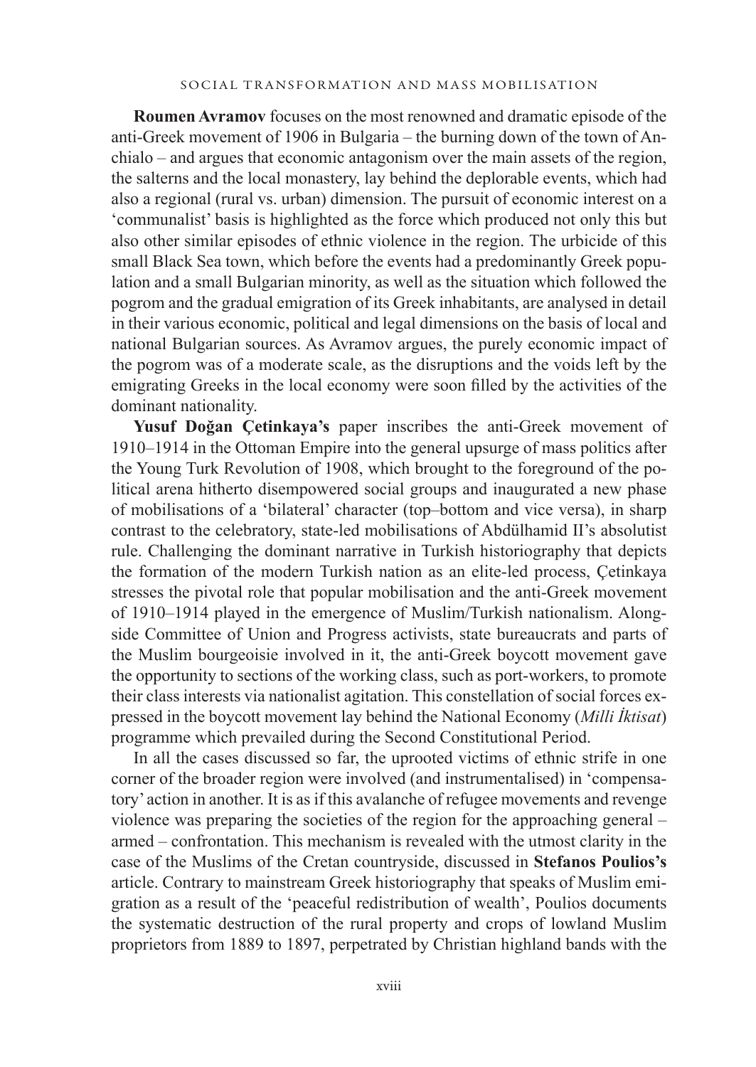**Roumen Avramov** focuses on the most renowned and dramatic episode of the anti-Greek movement of 1906 in Bulgaria – the burning down of the town of Anchialo – and argues that economic antagonism over the main assets of the region, the salterns and the local monastery, lay behind the deplorable events, which had also a regional (rural vs. urban) dimension. The pursuit of economic interest on a 'communalist' basis is highlighted as the force which produced not only this but also other similar episodes of ethnic violence in the region. The urbicide of this small Black Sea town, which before the events had a predominantly Greek population and a small Bulgarian minority, as well as the situation which followed the pogrom and the gradual emigration of its Greek inhabitants, are analysed in detail in their various economic, political and legal dimensions on the basis of local and national Bulgarian sources. As Avramov argues, the purely economic impact of the pogrom was of a moderate scale, as the disruptions and the voids left by the emigrating Greeks in the local economy were soon filled by the activities of the dominant nationality.

**Yusuf Doğan Çetinkaya's** paper inscribes the anti-Greek movement of 1910–1914 in the Ottoman Empire into the general upsurge of mass politics after the Young Turk Revolution of 1908, which brought to the foreground of the political arena hitherto disempowered social groups and inaugurated a new phase of mobilisations of a 'bilateral' character (top–bottom and vice versa), in sharp contrast to the celebratory, state-led mobilisations of Abdülhamid II's absolutist rule. Challenging the dominant narrative in Turkish historiography that depicts the formation of the modern Turkish nation as an elite-led process, Çetinkaya stresses the pivotal role that popular mobilisation and the anti-Greek movement of 1910–1914 played in the emergence of Muslim/Turkish nationalism. Alongside Committee of Union and Progress activists, state bureaucrats and parts of the Muslim bourgeoisie involved in it, the anti-Greek boycott movement gave the opportunity to sections of the working class, such as port-workers, to promote their class interests via nationalist agitation. This constellation of social forces expressed in the boycott movement lay behind the National Economy (*Milli İktisat*) programme which prevailed during the Second Constitutional Period.

In all the cases discussed so far, the uprooted victims of ethnic strife in one corner of the broader region were involved (and instrumentalised) in 'compensatory' action in another. It is as if this avalanche of refugee movements and revenge violence was preparing the societies of the region for the approaching general – armed – confrontation. This mechanism is revealed with the utmost clarity in the case of the Muslims of the Cretan countryside, discussed in **Stefanos Poulios's** article. Contrary to mainstream Greek historiography that speaks of Muslim emigration as a result of the 'peaceful redistribution of wealth', Poulios documents the systematic destruction of the rural property and crops of lowland Muslim proprietors from 1889 to 1897, perpetrated by Christian highland bands with the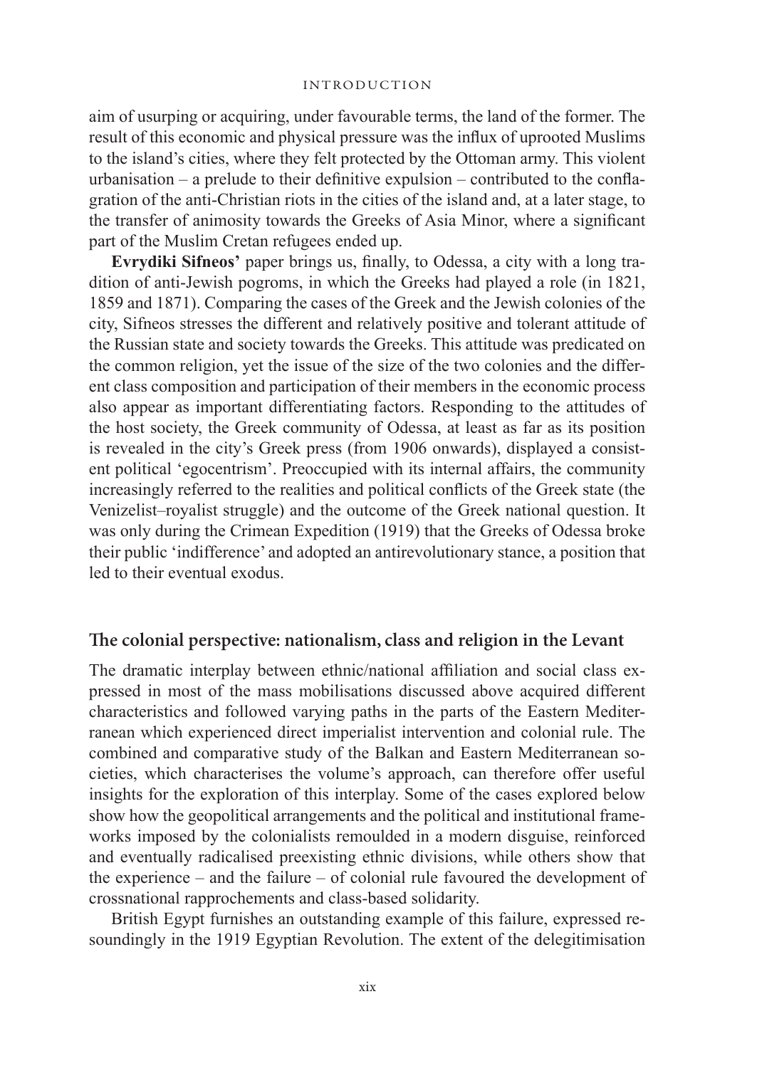aim of usurping or acquiring, under favourable terms, the land of the former. The result of this economic and physical pressure was the influx of uprooted Muslims to the island's cities, where they felt protected by the Ottoman army. This violent urbanisation – a prelude to their definitive expulsion – contributed to the conflagration of the anti-Christian riots in the cities of the island and, at a later stage, to the transfer of animosity towards the Greeks of Asia Minor, where a significant part of the Muslim Cretan refugees ended up.

**Evrydiki Sifneos'** paper brings us, finally, to Odessa, a city with a long tradition of anti-Jewish pogroms, in which the Greeks had played a role (in 1821, 1859 and 1871). Comparing the cases of the Greek and the Jewish colonies of the city, Sifneos stresses the different and relatively positive and tolerant attitude of the Russian state and society towards the Greeks. This attitude was predicated on the common religion, yet the issue of the size of the two colonies and the different class composition and participation of their members in the economic process also appear as important differentiating factors. Responding to the attitudes of the host society, the Greek community of Odessa, at least as far as its position is revealed in the city's Greek press (from 1906 onwards), displayed a consistent political 'egocentrism'. Preoccupied with its internal affairs, the community increasingly referred to the realities and political conflicts of the Greek state (the Venizelist–royalist struggle) and the outcome of the Greek national question. It was only during the Crimean Expedition (1919) that the Greeks of Odessa broke their public 'indifference' and adopted an antirevolutionary stance, a position that led to their eventual exodus.

## The colonial perspective: nationalism, class and religion in the Levant

The dramatic interplay between ethnic/national affiliation and social class expressed in most of the mass mobilisations discussed above acquired different characteristics and followed varying paths in the parts of the Eastern Mediterranean which experienced direct imperialist intervention and colonial rule. The combined and comparative study of the Balkan and Eastern Mediterranean societies, which characterises the volume's approach, can therefore offer useful insights for the exploration of this interplay. Some of the cases explored below show how the geopolitical arrangements and the political and institutional frameworks imposed by the colonialists remoulded in a modern disguise, reinforced and eventually radicalised preexisting ethnic divisions, while others show that the experience – and the failure – of colonial rule favoured the development of crossnational rapprochements and class-based solidarity.

British Egypt furnishes an outstanding example of this failure, expressed resoundingly in the 1919 Egyptian Revolution. The extent of the delegitimisation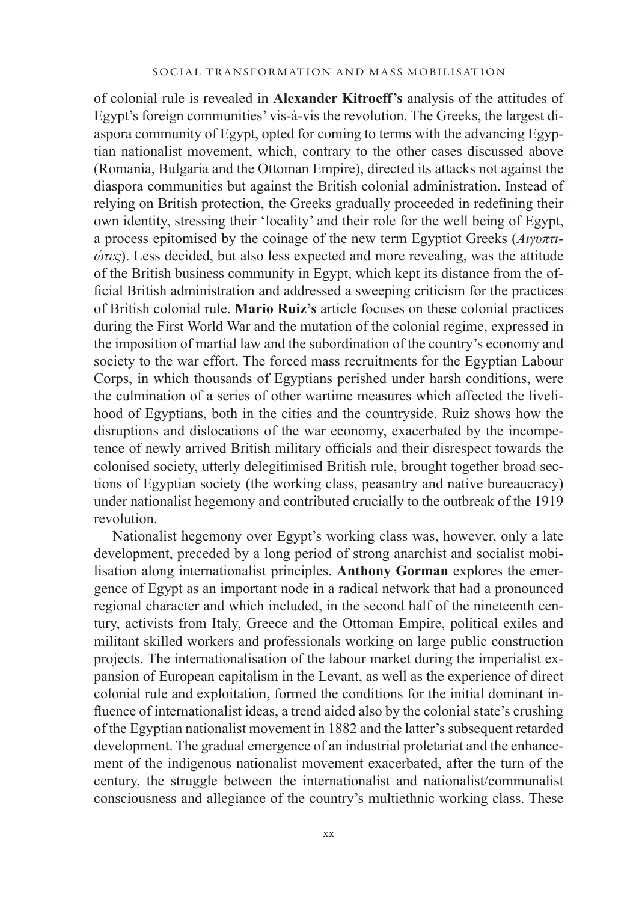of colonial rule is revealed in **Alexander Kitroeff's** analysis of the attitudes of Egypt's foreign communities' vis-à-vis the revolution. The Greeks, the largest diaspora community of Egypt, opted for coming to terms with the advancing Egyptian nationalist movement, which, contrary to the other cases discussed above (Romania, Bulgaria and the Ottoman Empire), directed its attacks not against the diaspora communities but against the British colonial administration. Instead of relying on British protection, the Greeks gradually proceeded in redefining their own identity, stressing their 'locality' and their role for the well being of Egypt, a process epitomised by the coinage of the new term Egyptiot Greeks (*Αιγυπτιώτες*). Less decided, but also less expected and more revealing, was the attitude of the British business community in Egypt, which kept its distance from the official British administration and addressed a sweeping criticism for the practices of British colonial rule. **Mario Ruiz's** article focuses on these colonial practices during the First World War and the mutation of the colonial regime, expressed in the imposition of martial law and the subordination of the country's economy and society to the war effort. The forced mass recruitments for the Egyptian Labour Corps, in which thousands of Egyptians perished under harsh conditions, were the culmination of a series of other wartime measures which affected the livelihood of Egyptians, both in the cities and the countryside. Ruiz shows how the disruptions and dislocations of the war economy, exacerbated by the incompetence of newly arrived British military officials and their disrespect towards the colonised society, utterly delegitimised British rule, brought together broad sections of Egyptian society (the working class, peasantry and native bureaucracy) under nationalist hegemony and contributed crucially to the outbreak of the 1919 revolution.

Nationalist hegemony over Egypt's working class was, however, only a late development, preceded by a long period of strong anarchist and socialist mobilisation along internationalist principles. **Anthony Gorman** explores the emergence of Egypt as an important node in a radical network that had a pronounced regional character and which included, in the second half of the nineteenth century, activists from Italy, Greece and the Ottoman Empire, political exiles and militant skilled workers and professionals working on large public construction projects. The internationalisation of the labour market during the imperialist expansion of European capitalism in the Levant, as well as the experience of direct colonial rule and exploitation, formed the conditions for the initial dominant influence of internationalist ideas, a trend aided also by the colonial state's crushing of the Egyptian nationalist movement in 1882 and the latter's subsequent retarded development. The gradual emergence of an industrial proletariat and the enhancement of the indigenous nationalist movement exacerbated, after the turn of the century, the struggle between the internationalist and nationalist/communalist consciousness and allegiance of the country's multiethnic working class. These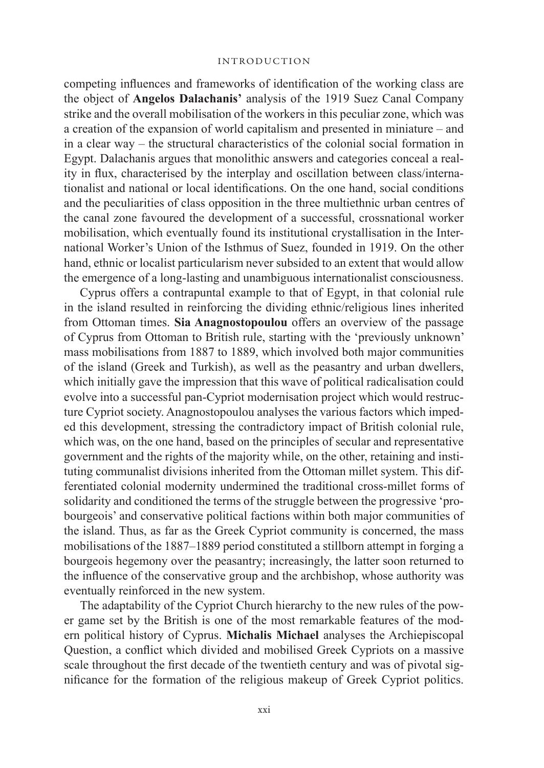competing influences and frameworks of identification of the working class are the object of **Angelos Dalachanis'** analysis of the 1919 Suez Canal Company strike and the overall mobilisation of the workers in this peculiar zone, which was a creation of the expansion of world capitalism and presented in miniature – and in a clear way – the structural characteristics of the colonial social formation in Egypt. Dalachanis argues that monolithic answers and categories conceal a reality in flux, characterised by the interplay and oscillation between class/internationalist and national or local identifications. On the one hand, social conditions and the peculiarities of class opposition in the three multiethnic urban centres of the canal zone favoured the development of a successful, crossnational worker mobilisation, which eventually found its institutional crystallisation in the International Worker's Union of the Isthmus of Suez, founded in 1919. On the other hand, ethnic or localist particularism never subsided to an extent that would allow the emergence of a long-lasting and unambiguous internationalist consciousness.

Cyprus offers a contrapuntal example to that of Egypt, in that colonial rule in the island resulted in reinforcing the dividing ethnic/religious lines inherited from Ottoman times. **Sia Anagnostopoulou** offers an overview of the passage of Cyprus from Ottoman to British rule, starting with the 'previously unknown' mass mobilisations from 1887 to 1889, which involved both major communities of the island (Greek and Turkish), as well as the peasantry and urban dwellers, which initially gave the impression that this wave of political radicalisation could evolve into a successful pan-Cypriot modernisation project which would restructure Cypriot society. Anagnostopoulou analyses the various factors which impeded this development, stressing the contradictory impact of British colonial rule, which was, on the one hand, based on the principles of secular and representative government and the rights of the majority while, on the other, retaining and instituting communalist divisions inherited from the Ottoman millet system. This differentiated colonial modernity undermined the traditional cross-millet forms of solidarity and conditioned the terms of the struggle between the progressive 'pro-bourgeois' and conservative political factions within both major communities of the island. Thus, as far as the Greek Cypriot community is concerned, the mass mobilisations of the 1887–1889 period constituted a stillborn attempt in forging a bourgeois hegemony over the peasantry; increasingly, the latter soon returned to the influence of the conservative group and the archbishop, whose authority was eventually reinforced in the new system.

The adaptability of the Cypriot Church hierarchy to the new rules of the power game set by the British is one of the most remarkable features of the modern political history of Cyprus. **Michalis Michael** analyses the Archiepiscopal Question, a conflict which divided and mobilised Greek Cypriots on a massive scale throughout the first decade of the twentieth century and was of pivotal significance for the formation of the religious makeup of Greek Cypriot politics.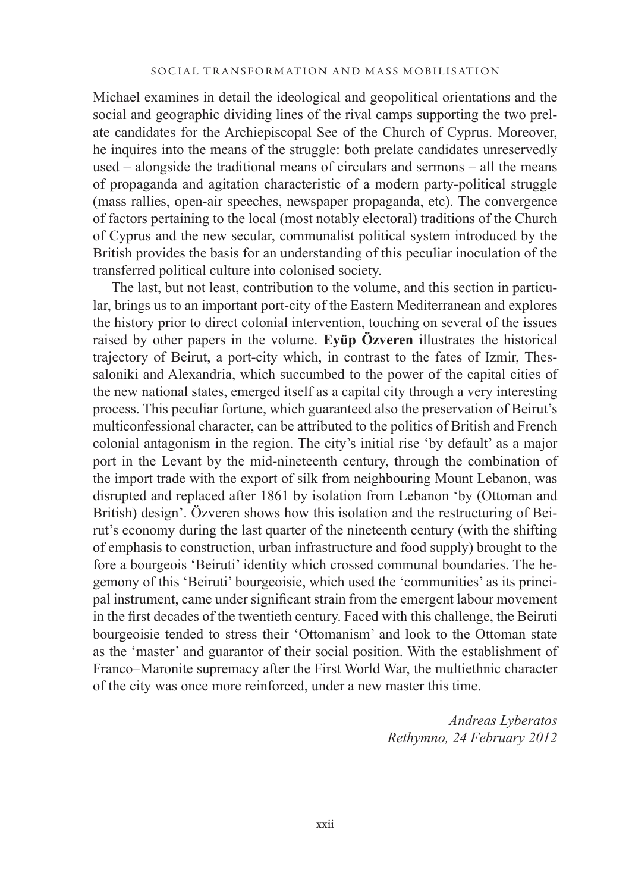Michael examines in detail the ideological and geopolitical orientations and the social and geographic dividing lines of the rival camps supporting the two prelate candidates for the Archiepiscopal See of the Church of Cyprus. Moreover, he inquires into the means of the struggle: both prelate candidates unreservedly used – alongside the traditional means of circulars and sermons – all the means of propaganda and agitation characteristic of a modern party-political struggle (mass rallies, open-air speeches, newspaper propaganda, etc). The convergence of factors pertaining to the local (most notably electoral) traditions of the Church of Cyprus and the new secular, communalist political system introduced by the British provides the basis for an understanding of this peculiar inoculation of the transferred political culture into colonised society.

The last, but not least, contribution to the volume, and this section in particular, brings us to an important port-city of the Eastern Mediterranean and explores the history prior to direct colonial intervention, touching on several of the issues raised by other papers in the volume. **Eyüp Özveren** illustrates the historical trajectory of Beirut, a port-city which, in contrast to the fates of Izmir, Thessaloniki and Alexandria, which succumbed to the power of the capital cities of the new national states, emerged itself as a capital city through a very interesting process. This peculiar fortune, which guaranteed also the preservation of Beirut's multiconfessional character, can be attributed to the politics of British and French colonial antagonism in the region. The city's initial rise 'by default' as a major port in the Levant by the mid-nineteenth century, through the combination of the import trade with the export of silk from neighbouring Mount Lebanon, was disrupted and replaced after 1861 by isolation from Lebanon 'by (Ottoman and British) design'. Özveren shows how this isolation and the restructuring of Beirut's economy during the last quarter of the nineteenth century (with the shifting of emphasis to construction, urban infrastructure and food supply) brought to the fore a bourgeois 'Beiruti' identity which crossed communal boundaries. The hegemony of this 'Beiruti' bourgeoisie, which used the 'communities' as its principal instrument, came under significant strain from the emergent labour movement in the first decades of the twentieth century. Faced with this challenge, the Beiruti bourgeoisie tended to stress their 'Ottomanism' and look to the Ottoman state as the 'master' and guarantor of their social position. With the establishment of Franco–Maronite supremacy after the First World War, the multiethnic character of the city was once more reinforced, under a new master this time.

*Andreas Lyberatos*
*Rethymno, 24 February 2012*